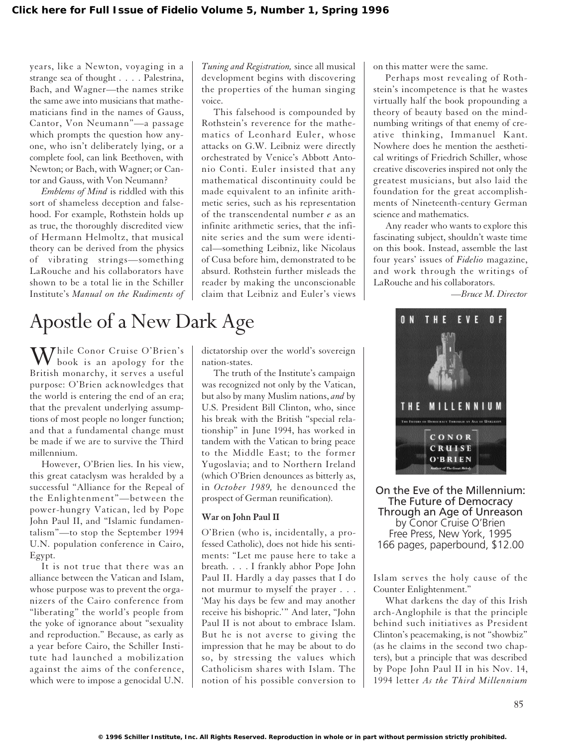years, like a Newton, voyaging in a strange sea of thought . . . . Palestrina, Bach, and Wagner—the names strike the same awe into musicians that mathematicians find in the names of Gauss, Cantor, Von Neumann"—a passage which prompts the question how anyone, who isn't deliberately lying, or a complete fool, can link Beethoven, with Newton; or Bach, with Wagner; or Cantor and Gauss, with Von Neumann?

*Emblems of Mind* is riddled with this sort of shameless deception and falsehood. For example, Rothstein holds up as true, the thoroughly discredited view of Hermann Helmoltz, that musical theory can be derived from the physics of vibrating strings—something LaRouche and his collaborators have shown to be a total lie in the Schiller Institute's *Manual on the Rudiments of Tuning and Registration,* since all musical development begins with discovering the properties of the human singing voice.

This falsehood is compounded by Rothstein's reverence for the mathematics of Leonhard Euler, whose attacks on G.W. Leibniz were directly orchestrated by Venice's Abbott Antonio Conti. Euler insisted that any mathematical discontinuity could be made equivalent to an infinite arithmetic series, such as his representation of the transcendental number *e* as an infinite arithmetic series, that the infinite series and the sum were identical—something Leibniz, like Nicolaus of Cusa before him, demonstrated to be absurd. Rothstein further misleads the reader by making the unconscionable claim that Leibniz and Euler's views on this matter were the same.

Perhaps most revealing of Rothstein's incompetence is that he wastes virtually half the book propounding a theory of beauty based on the mind-numbing writings of that enemy of creative thinking, Immanuel Kant. Nowhere does he mention the aesthetical writings of Friedrich Schiller, whose creative discoveries inspired not only the greatest musicians, but also laid the foundation for the great accomplishments of Nineteenth-century German science and mathematics.

Any reader who wants to explore this fascinating subject, shouldn't waste time on this book. Instead, assemble the last four years' issues of *Fidelio* magazine, and work through the writings of LaRouche and his collaborators.

*—Bruce M. Director*

# Apostle of a New Dark Age

While Conor Cruise O'Brien's book is an apology for the British monarchy, it serves a useful purpose: O'Brien acknowledges that the world is entering the end of an era; that the prevalent underlying assumptions of most people no longer function; and that a fundamental change must be made if we are to survive the Third millennium.

However, O'Brien lies. In his view, this great cataclysm was heralded by a successful "Alliance for the Repeal of the Enlightenment"—between the power-hungry Vatican, led by Pope John Paul II, and "Islamic fundamentalism"—to stop the September 1994 U.N. population conference in Cairo, Egypt.

It is not true that there was an alliance between the Vatican and Islam, whose purpose was to prevent the organizers of the Cairo conference from "liberating" the world's people from the yoke of ignorance about "sexuality and reproduction." Because, as early as a year before Cairo, the Schiller Institute had launched a mobilization against the aims of the conference, which were to impose a genocidal U.N. dictatorship over the world's sovereign nation-states.

The truth of the Institute's campaign was recognized not only by the Vatican, but also by many Muslim nations, *and* by U.S. President Bill Clinton, who, since his break with the British "special relationship" in June 1994, has worked in tandem with the Vatican to bring peace to the Middle East; to the former Yugoslavia; and to Northern Ireland (which O'Brien denounces as bitterly as, in *October 1989,* he denounced the prospect of German reunification).

**On the Eve of the Millennium: The Future of Democracy Through an Age of Unreason**
by Conor Cruise O'Brien
Free Press, New York, 1995
166 pages, paperbound, $12.00

### War on John Paul II

O'Brien (who is, incidentally, a professed Catholic), does not hide his sentiments: "Let me pause here to take a breath. . . . I frankly abhor Pope John Paul II. Hardly a day passes that I do not murmur to myself the prayer . . . 'May his days be few and may another receive his bishopric.'" And later, "John Paul II is not about to embrace Islam. But he is not averse to giving the impression that he may be about to do so, by stressing the values which Catholicism shares with Islam. The notion of his possible conversion to Islam serves the holy cause of the Counter Enlightenment."

What darkens the day of this Irish arch-Anglophile is that the principle behind such initiatives as President Clinton's peacemaking, is not "showbiz" (as he claims in the second two chapters), but a principle that was described by Pope John Paul II in his Nov. 14, 1994 letter *As the Third Millennium*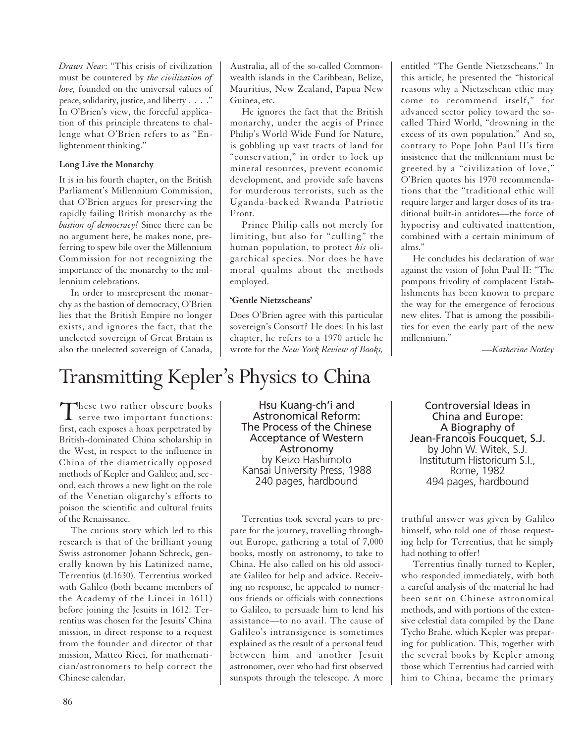*Draws Near*: "This crisis of civilization must be countered by *the civilization of love,* founded on the universal values of peace, solidarity, justice, and liberty . . . ." In O'Brien's view, the forceful application of this principle threatens to challenge what O'Brien refers to as "Enlightenment thinking."

**Long Live the Monarchy**

It is in his fourth chapter, on the British Parliament's Millennium Commission, that O'Brien argues for preserving the rapidly failing British monarchy as the *bastion of democracy!* Since there can be no argument here, he makes none, preferring to spew bile over the Millennium Commission for not recognizing the importance of the monarchy to the millennium celebrations.

In order to misrepresent the monarchy as the bastion of democracy, O'Brien lies that the British Empire no longer exists, and ignores the fact, that the unelected sovereign of Great Britain is also the unelected sovereign of Canada, Australia, all of the so-called Commonwealth islands in the Caribbean, Belize, Mauritius, New Zealand, Papua New Guinea, etc.

He ignores the fact that the British monarchy, under the aegis of Prince Philip's World Wide Fund for Nature, is gobbling up vast tracts of land for "conservation," in order to lock up mineral resources, prevent economic development, and provide safe havens for murderous terrorists, such as the Uganda-backed Rwanda Patriotic Front.

Prince Philip calls not merely for limiting, but also for "culling" the human population, to protect *his* oligarchical species. Nor does he have moral qualms about the methods employed.

**'Gentle Nietzscheans'**

Does O'Brien agree with this particular sovereign's Consort? He does: In his last chapter, he refers to a 1970 article he wrote for the *New York Review of Books,* entitled "The Gentle Nietzscheans." In this article, he presented the "historical reasons why a Nietzschean ethic may come to recommend itself," for advanced sector policy toward the so-called Third World, "drowning in the excess of its own population." And so, contrary to Pope John Paul II's firm insistence that the millennium must be greeted by a "civilization of love," O'Brien quotes his 1970 recommendations that the "traditional ethic will require larger and larger doses of its traditional built-in antidotes—the force of hypocrisy and cultivated inattention, combined with a certain minimum of alms."

He concludes his declaration of war against the vision of John Paul II: "The pompous frivolity of complacent Establishments has been known to prepare the way for the emergence of ferocious new elites. That is among the possibilities for even the early part of the new millennium."

—*Katherine Notley*

# Transmitting Kepler's Physics to China

Hsu Kuang-ch'i and Astronomical Reform: The Process of the Chinese Acceptance of Western Astronomy
by Keizo Hashimoto
Kansai University Press, 1988
240 pages, hardbound

Controversial Ideas in China and Europe: A Biography of Jean-Francois Foucquet, S.J.
by John W. Witek, S.J.
Institutum Historicum S.I., Rome, 1982
494 pages, hardbound

These two rather obscure books serve two important functions: first, each exposes a hoax perpetrated by British-dominated China scholarship in the West, in respect to the influence in China of the diametrically opposed methods of Kepler and Galileo; and, second, each throws a new light on the role of the Venetian oligarchy's efforts to poison the scientific and cultural fruits of the Renaissance.

The curious story which led to this research is that of the brilliant young Swiss astronomer Johann Schreck, generally known by his Latinized name, Terrentius (d.1630). Terrentius worked with Galileo (both became members of the Academy of the Lincei in 1611) before joining the Jesuits in 1612. Terrentius was chosen for the Jesuits' China mission, in direct response to a request from the founder and director of that mission, Matteo Ricci, for mathematician/astronomers to help correct the Chinese calendar.

Terrentius took several years to prepare for the journey, travelling throughout Europe, gathering a total of 7,000 books, mostly on astronomy, to take to China. He also called on his old associate Galileo for help and advice. Receiving no response, he appealed to numerous friends or officials with connections to Galileo, to persuade him to lend his assistance—to no avail. The cause of Galileo's intransigence is sometimes explained as the result of a personal feud between him and another Jesuit astronomer, over who had first observed sunspots through the telescope. A more truthful answer was given by Galileo himself, who told one of those requesting help for Terrentius, that he simply had nothing to offer!

Terrentius finally turned to Kepler, who responded immediately, with both a careful analysis of the material he had been sent on Chinese astronomical methods, and with portions of the extensive celestial data compiled by the Dane Tycho Brahe, which Kepler was preparing for publication. This, together with the several books by Kepler among those which Terrentius had carried with him to China, became the primary